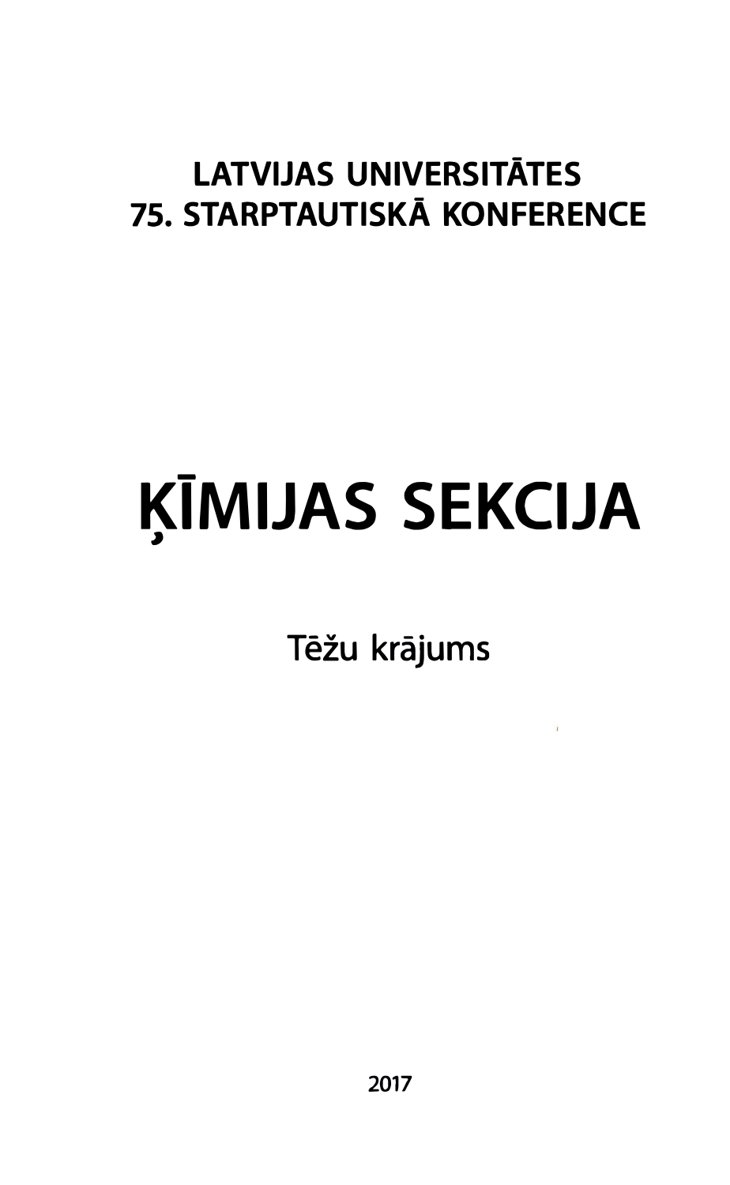LATVIJAS UNIVERSITĀTES
75. STARPTAUTISKĀ KONFERENCE

# ĶĪMIJAS SEKCIJA

Tēžu krājums

2017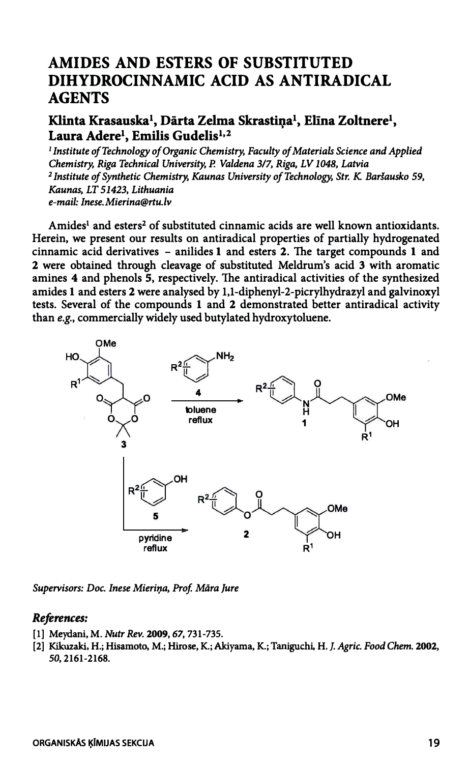# AMIDES AND ESTERS OF SUBSTITUTED DIHYDROCINNAMIC ACID AS ANTIRADICAL AGENTS

**Klinta Krasauska[1], Dārta Zelma Skrastiņa[1], Elīna Zoltnere[1], Laura Adere[1], Emilis Gudelis[1,2]**

*[1] Institute of Technology of Organic Chemistry, Faculty of Materials Science and Applied Chemistry, Riga Technical University, P. Valdena 3/7, Riga, LV 1048, Latvia*
*[2] Institute of Synthetic Chemistry, Kaunas University of Technology, Str. K. Baršausko 59, Kaunas, LT 51423, Lithuania*
*e-mail: Inese.Mierina@rtu.lv*

Amides[1] and esters[2] of substituted cinnamic acids are well known antioxidants. Herein, we present our results on antiradical properties of partially hydrogenated cinnamic acid derivatives – anilides **1** and esters **2**. The target compounds **1** and **2** were obtained through cleavage of substituted Meldrum's acid **3** with aromatic amines **4** and phenols **5**, respectively. The antiradical activities of the synthesized amides **1** and esters **2** were analysed by 1,1-diphenyl-2-picrylhydrazyl and galvinoxyl tests. Several of the compounds **1** and **2** demonstrated better antiradical activity than *e.g.*, commercially widely used butylated hydroxytoluene.

OMe
HO
$R^1$
3
$R^2$
$NH_2$
4
toluene
reflux
$R^2$
O
N
H
1
OMe
OH
$R^1$
$R^2$
OH
5
pyridine
reflux
$R^2$
O
O
2
OMe
OH
$R^1$

*Supervisors: Doc. Inese Mieriņa, Prof. Māra Jure*

## *References:*

[1] Meydani, M. *Nutr Rev.* **2009,** *67,* 731-735.
[2] Kikuzaki, H.; Hisamoto, M.; Hirose, K.; Akiyama, K.; Taniguchi, H. *J. Agric. Food Chem.* **2002,** *50,* 2161-2168.